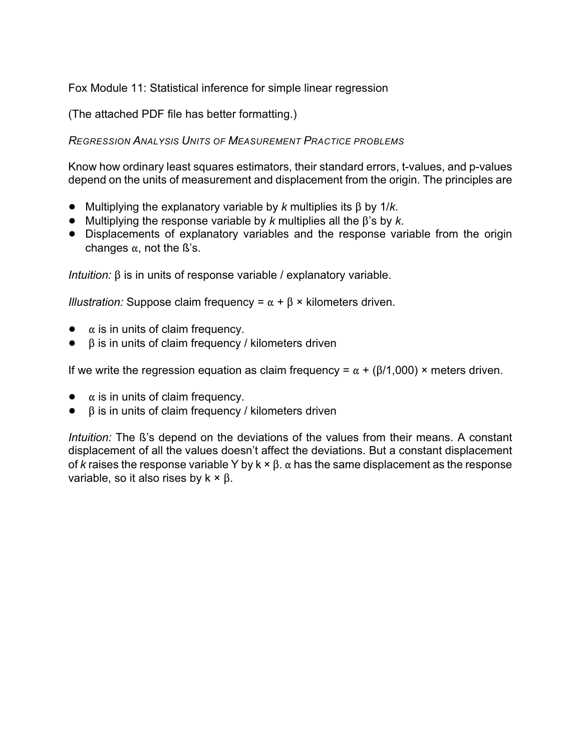Fox Module 11: Statistical inference for simple linear regression

(The attached PDF file has better formatting.)

*REGRESSION ANALYSIS UNITS OF MEASUREMENT PRACTICE PROBLEMS*

Know how ordinary least squares estimators, their standard errors, t-values, and p-values depend on the units of measurement and displacement from the origin. The principles are

- Multiplying the explanatory variable by *k* multiplies its $\beta$ by $1/k$.
- Multiplying the response variable by *k* multiplies all the $\beta$'s by *k*.
- Displacements of explanatory variables and the response variable from the origin changes $\alpha$, not the ß's.

*Intuition:* $\beta$ is in units of response variable / explanatory variable.

*Illustration:* Suppose claim frequency = $\alpha$ + $\beta$ × kilometers driven.

- $\alpha$ is in units of claim frequency.
- $\beta$ is in units of claim frequency / kilometers driven

If we write the regression equation as claim frequency = $\alpha$ + ($\beta$/1,000) × meters driven.

- $\alpha$ is in units of claim frequency.
- $\beta$ is in units of claim frequency / kilometers driven

*Intuition:* The ß's depend on the deviations of the values from their means. A constant displacement of all the values doesn't affect the deviations. But a constant displacement of *k* raises the response variable Y by k × $\beta$. $\alpha$ has the same displacement as the response variable, so it also rises by k × $\beta$.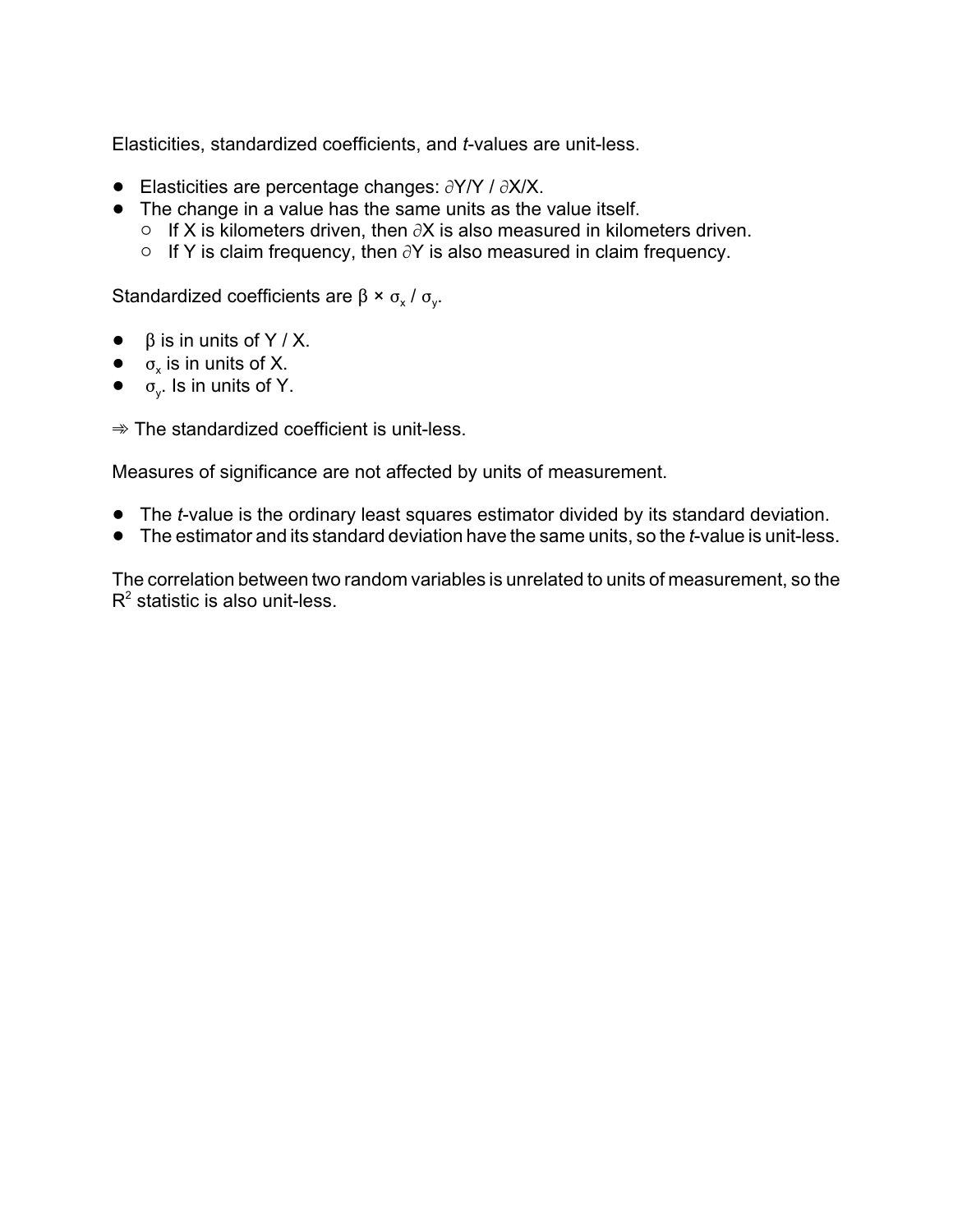Elasticities, standardized coefficients, and *t*-values are unit-less.

- Elasticities are percentage changes: $\partial Y/Y$ / $\partial X/X$.
- The change in a value has the same units as the value itself.
  - If X is kilometers driven, then $\partial X$ is also measured in kilometers driven.
  - If Y is claim frequency, then $\partial Y$ is also measured in claim frequency.

Standardized coefficients are $\beta \times \sigma_x / \sigma_y$.

- $\beta$ is in units of Y / X.
- $\sigma_x$ is in units of X.
- $\sigma_y$. Is in units of Y.

⇛ The standardized coefficient is unit-less.

Measures of significance are not affected by units of measurement.

- The *t*-value is the ordinary least squares estimator divided by its standard deviation.
- The estimator and its standard deviation have the same units, so the *t*-value is unit-less.

The correlation between two random variables is unrelated to units of measurement, so the $R^2$ statistic is also unit-less.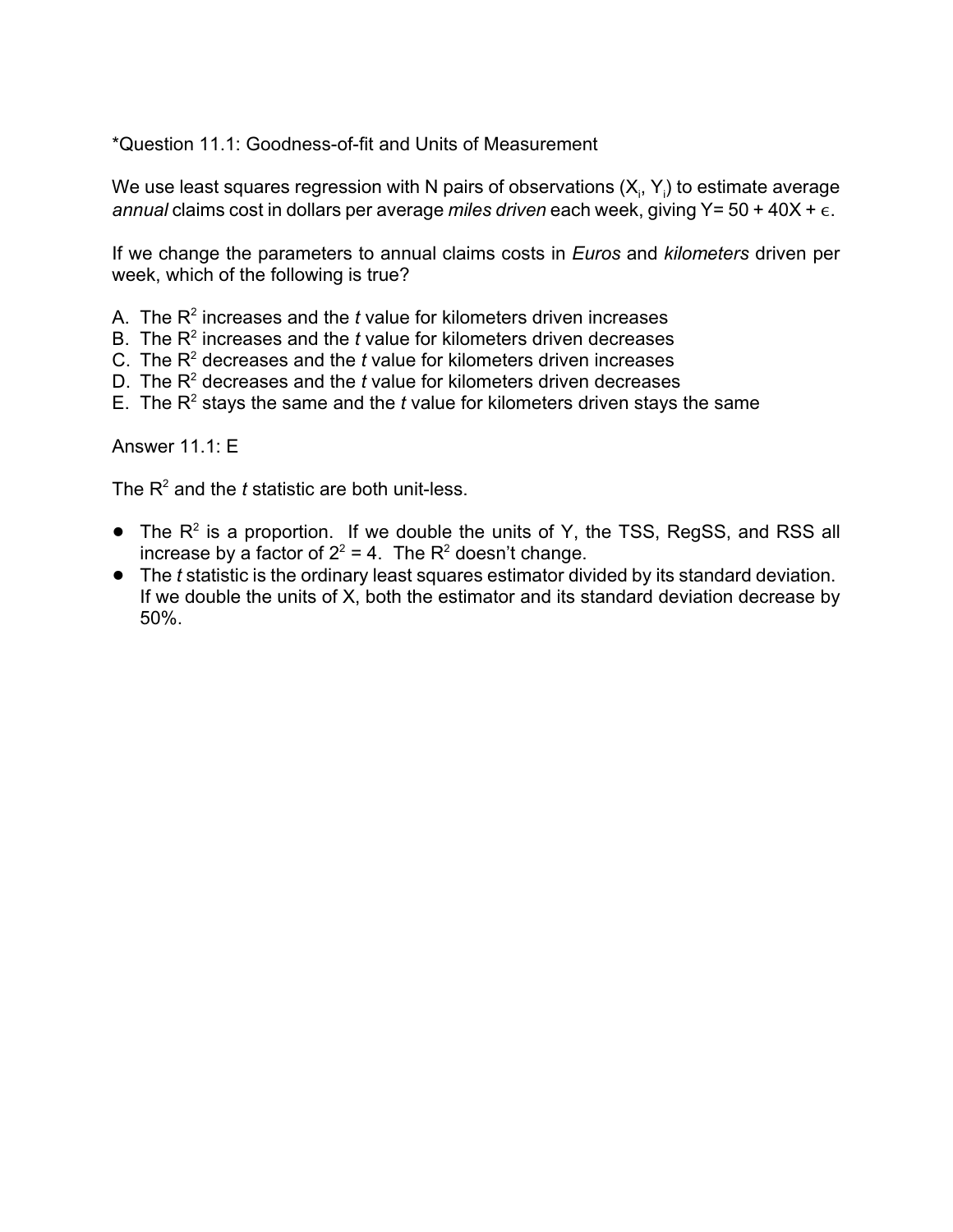*Question 11.1: Goodness-of-fit and Units of Measurement

We use least squares regression with N pairs of observations ($X_i$, $Y_i$) to estimate average *annual* claims cost in dollars per average *miles driven* each week, giving $Y = 50 + 40X + \epsilon$.

If we change the parameters to annual claims costs in *Euros* and *kilometers* driven per week, which of the following is true?

A. The $R^2$ increases and the *t* value for kilometers driven increases
B. The $R^2$ increases and the *t* value for kilometers driven decreases
C. The $R^2$ decreases and the *t* value for kilometers driven increases
D. The $R^2$ decreases and the *t* value for kilometers driven decreases
E. The $R^2$ stays the same and the *t* value for kilometers driven stays the same

Answer 11.1: E

The $R^2$ and the *t* statistic are both unit-less.

- The $R^2$ is a proportion. If we double the units of Y, the TSS, RegSS, and RSS all increase by a factor of $2^2 = 4$. The $R^2$ doesn't change.
- The *t* statistic is the ordinary least squares estimator divided by its standard deviation. If we double the units of X, both the estimator and its standard deviation decrease by 50%.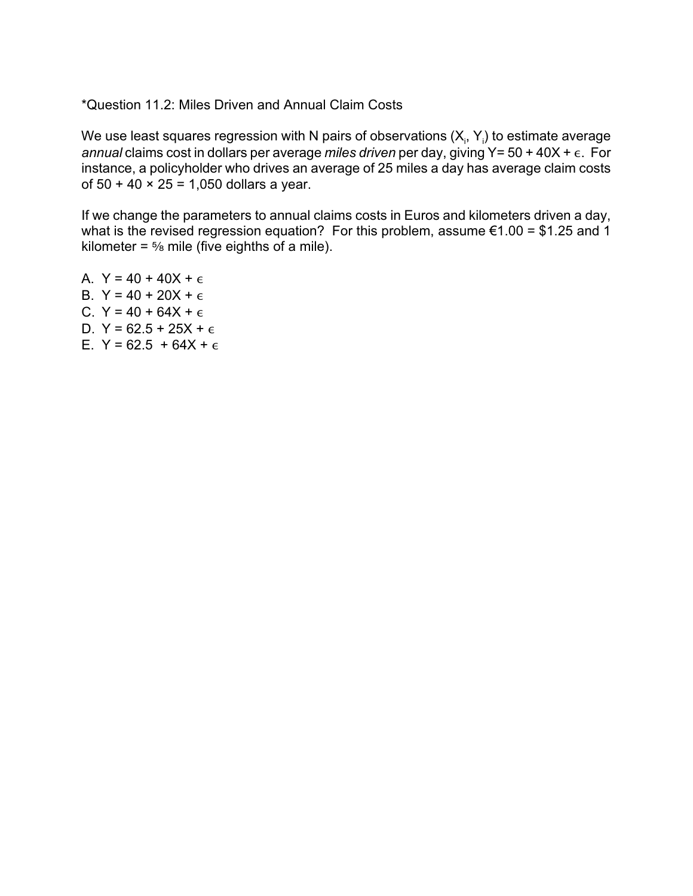*Question 11.2: Miles Driven and Annual Claim Costs

We use least squares regression with N pairs of observations ($X_i$, $Y_i$) to estimate average *annual* claims cost in dollars per average *miles driven* per day, giving $Y = 50 + 40X + \epsilon$. For instance, a policyholder who drives an average of 25 miles a day has average claim costs of $50 + 40 \times 25 = 1{,}050$ dollars a year.

If we change the parameters to annual claims costs in Euros and kilometers driven a day, what is the revised regression equation? For this problem, assume €1.00 = \$1.25 and 1 kilometer = ⅝ mile (five eighths of a mile).

A. $Y = 40 + 40X + \epsilon$
B. $Y = 40 + 20X + \epsilon$
C. $Y = 40 + 64X + \epsilon$
D. $Y = 62.5 + 25X + \epsilon$
E. $Y = 62.5 + 64X + \epsilon$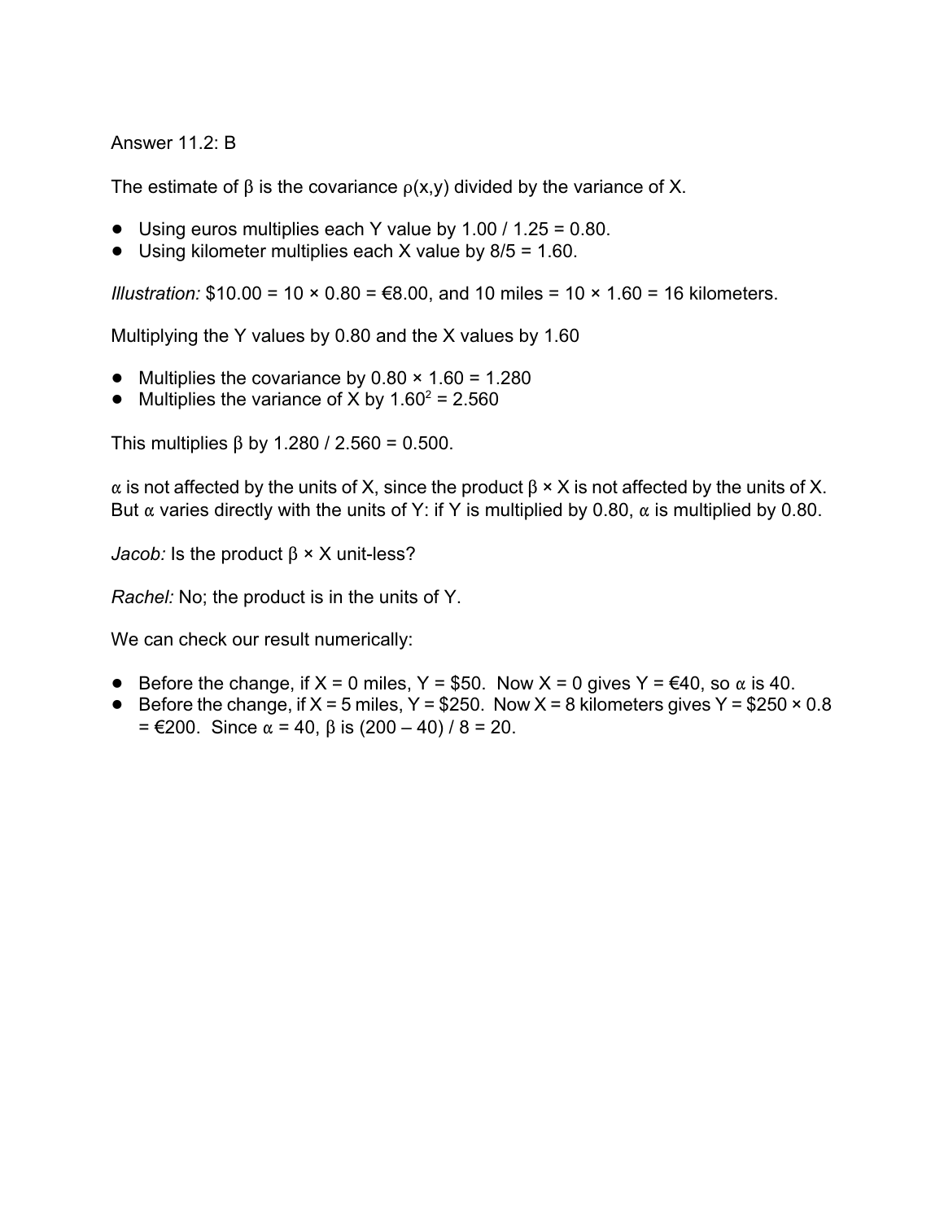Answer 11.2: B

The estimate of $\beta$ is the covariance $\rho(x,y)$ divided by the variance of X.

- Using euros multiplies each Y value by 1.00 / 1.25 = 0.80.
- Using kilometer multiplies each X value by 8/5 = 1.60.

*Illustration:* \$10.00 = 10 × 0.80 = €8.00, and 10 miles = 10 × 1.60 = 16 kilometers.

Multiplying the Y values by 0.80 and the X values by 1.60

- Multiplies the covariance by 0.80 × 1.60 = 1.280
- Multiplies the variance of X by $1.60^2$ = 2.560

This multiplies $\beta$ by 1.280 / 2.560 = 0.500.

$\alpha$ is not affected by the units of X, since the product $\beta$ × X is not affected by the units of X. But $\alpha$ varies directly with the units of Y: if Y is multiplied by 0.80, $\alpha$ is multiplied by 0.80.

*Jacob:* Is the product $\beta$ × X unit-less?

*Rachel:* No; the product is in the units of Y.

We can check our result numerically:

- Before the change, if X = 0 miles, Y = \$50. Now X = 0 gives Y = €40, so $\alpha$ is 40.
- Before the change, if X = 5 miles, Y = \$250. Now X = 8 kilometers gives Y = \$250 × 0.8 = €200. Since $\alpha$ = 40, $\beta$ is (200 – 40) / 8 = 20.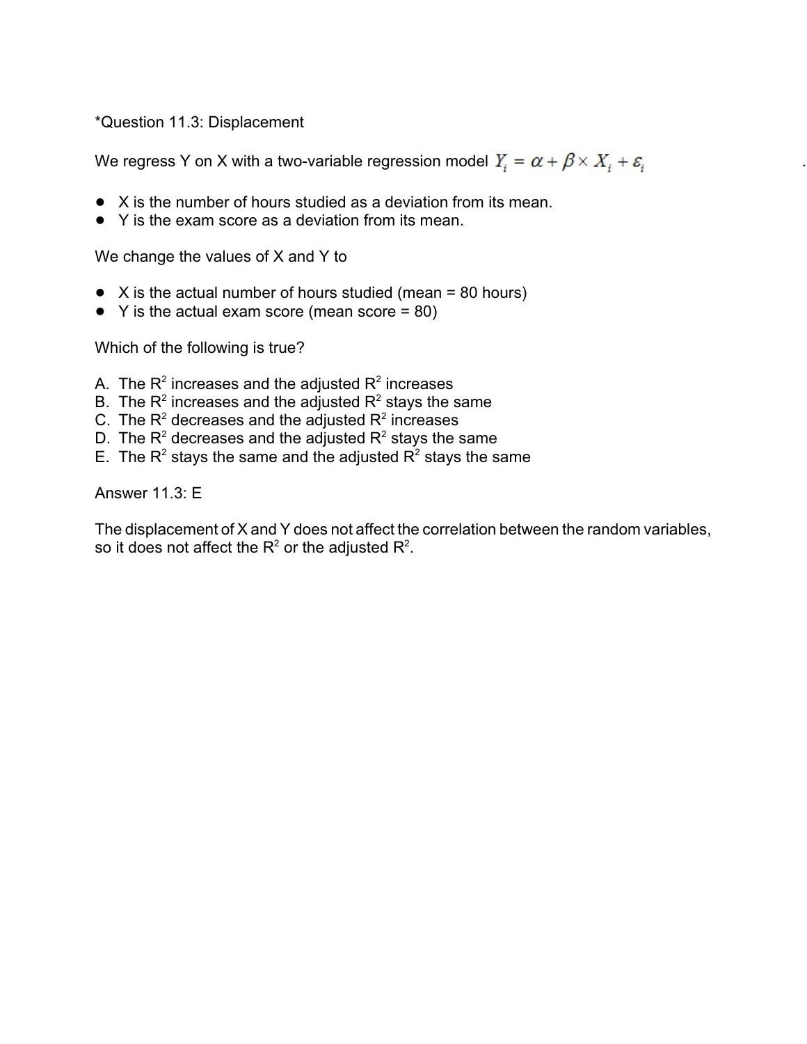*Question 11.3: Displacement

We regress Y on X with a two-variable regression model $Y_i = \alpha + \beta \times X_i + \varepsilon_i$

- X is the number of hours studied as a deviation from its mean.
- Y is the exam score as a deviation from its mean.

We change the values of X and Y to

- X is the actual number of hours studied (mean = 80 hours)
- Y is the actual exam score (mean score = 80)

Which of the following is true?

A. The $R^2$ increases and the adjusted $R^2$ increases
B. The $R^2$ increases and the adjusted $R^2$ stays the same
C. The $R^2$ decreases and the adjusted $R^2$ increases
D. The $R^2$ decreases and the adjusted $R^2$ stays the same
E. The $R^2$ stays the same and the adjusted $R^2$ stays the same

Answer 11.3: E

The displacement of X and Y does not affect the correlation between the random variables, so it does not affect the $R^2$ or the adjusted $R^2$.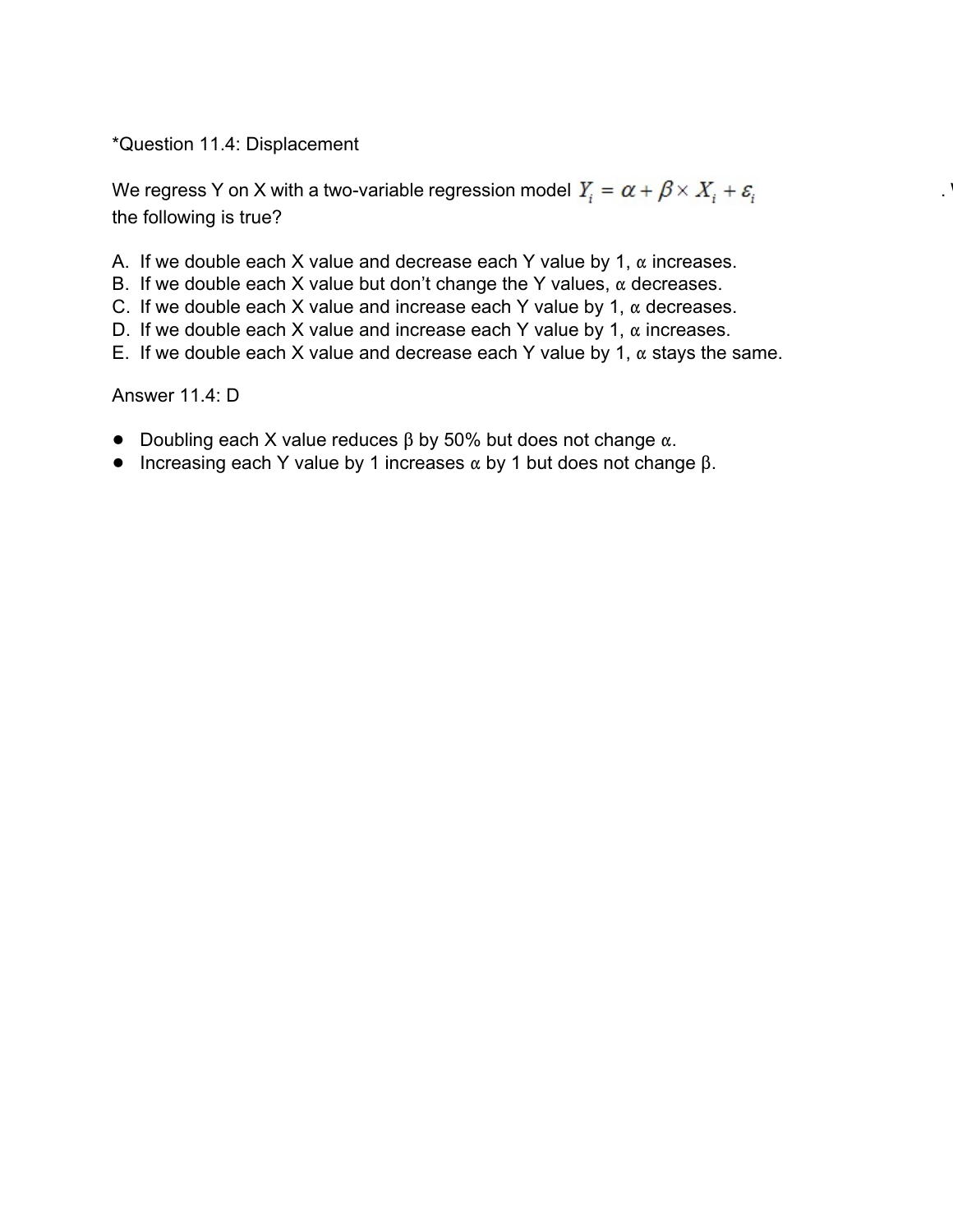*Question 11.4: Displacement

We regress Y on X with a two-variable regression model $Y_i = \alpha + \beta \times X_i + \varepsilon_i$ . W
the following is true?

A. If we double each X value and decrease each Y value by 1, $\alpha$ increases.
B. If we double each X value but don't change the Y values, $\alpha$ decreases.
C. If we double each X value and increase each Y value by 1, $\alpha$ decreases.
D. If we double each X value and increase each Y value by 1, $\alpha$ increases.
E. If we double each X value and decrease each Y value by 1, $\alpha$ stays the same.

Answer 11.4: D

- Doubling each X value reduces $\beta$ by 50% but does not change $\alpha$.
- Increasing each Y value by 1 increases $\alpha$ by 1 but does not change $\beta$.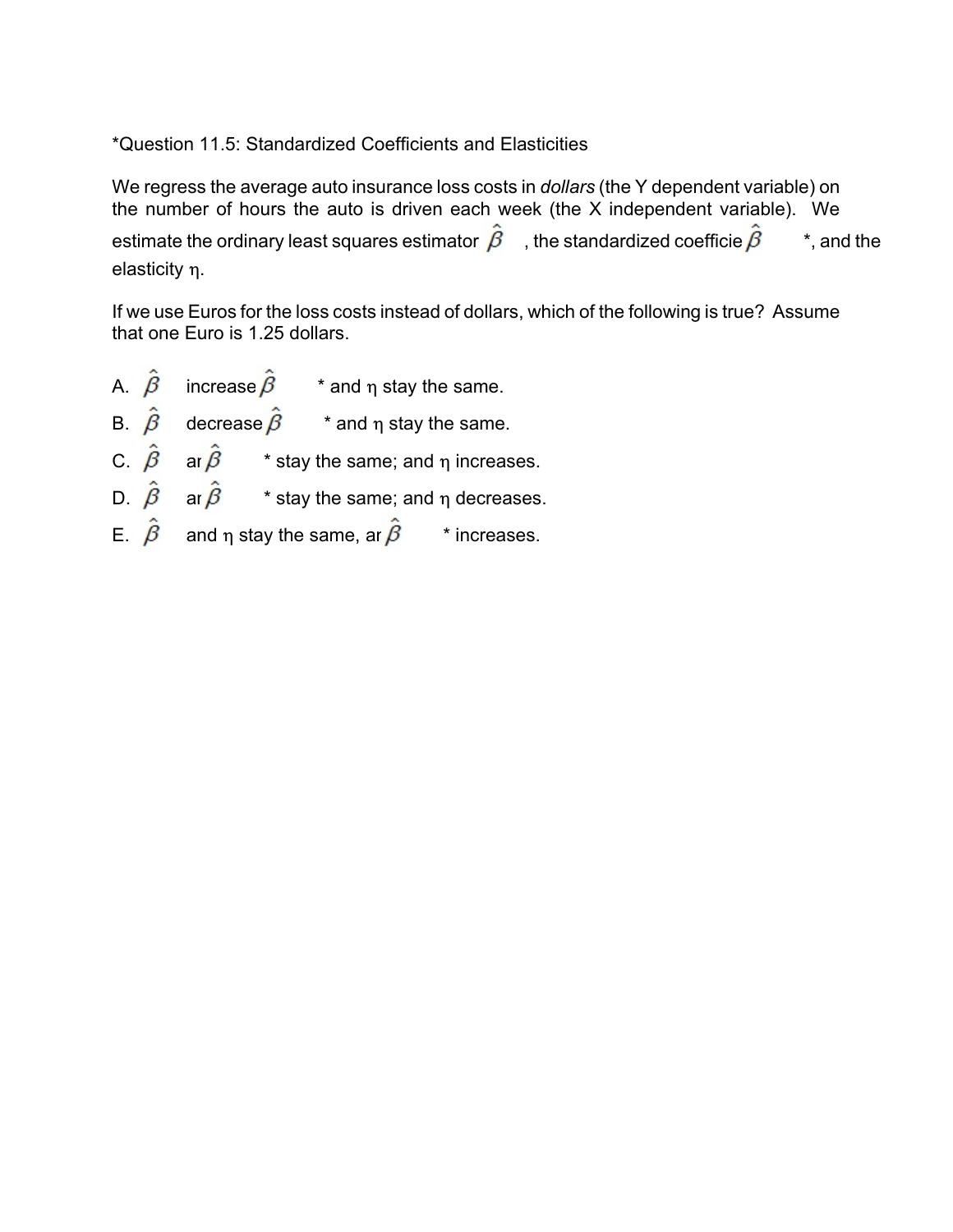*Question 11.5: Standardized Coefficients and Elasticities

We regress the average auto insurance loss costs in *dollars* (the Y dependent variable) on the number of hours the auto is driven each week (the X independent variable). We estimate the ordinary least squares estimator $\hat{\beta}$, the standardized coefficie $\hat{\beta}$*, and the elasticity η.

If we use Euros for the loss costs instead of dollars, which of the following is true? Assume that one Euro is 1.25 dollars.

A. $\hat{\beta}$ increase $\hat{\beta}$* and η stay the same.

B. $\hat{\beta}$ decrease $\hat{\beta}$* and η stay the same.

C. $\hat{\beta}$ ar $\hat{\beta}$* stay the same; and η increases.

D. $\hat{\beta}$ ar $\hat{\beta}$* stay the same; and η decreases.

E. $\hat{\beta}$ and η stay the same, ar $\hat{\beta}$* increases.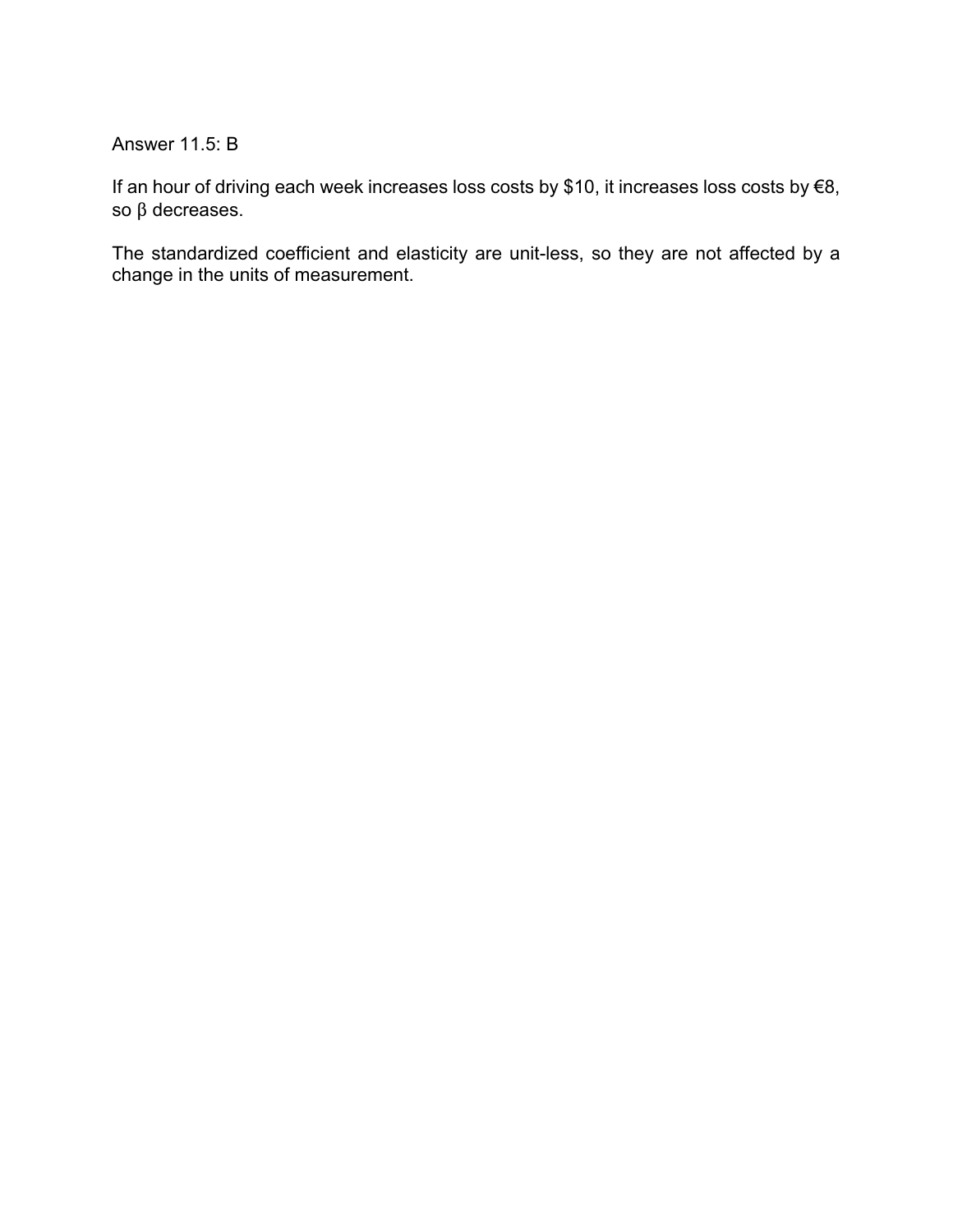Answer 11.5: B

If an hour of driving each week increases loss costs by \$10, it increases loss costs by €8, so $\beta$ decreases.

The standardized coefficient and elasticity are unit-less, so they are not affected by a change in the units of measurement.